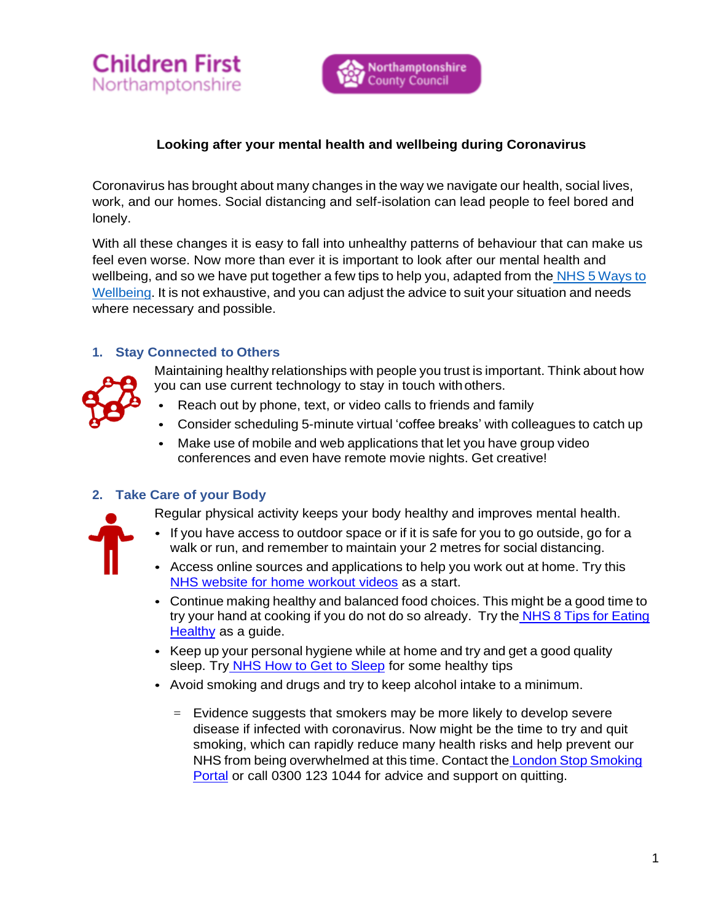Children First Northamptonshire

Northamptonshire County Council

**Looking after your mental health and wellbeing during Coronavirus**

Coronavirus has brought about many changes in the way we navigate our health, social lives, work, and our homes. Social distancing and self-isolation can lead people to feel bored and lonely.

With all these changes it is easy to fall into unhealthy patterns of behaviour that can make us feel even worse. Now more than ever it is important to look after our mental health and wellbeing, and so we have put together a few tips to help you, adapted from the NHS 5 Ways to Wellbeing. It is not exhaustive, and you can adjust the advice to suit your situation and needs where necessary and possible.

## 1. Stay Connected to Others

Maintaining healthy relationships with people you trust is important. Think about how you can use current technology to stay in touch with others.

- Reach out by phone, text, or video calls to friends and family
- Consider scheduling 5-minute virtual 'coffee breaks' with colleagues to catch up
- Make use of mobile and web applications that let you have group video conferences and even have remote movie nights. Get creative!

## 2. Take Care of your Body

Regular physical activity keeps your body healthy and improves mental health.

- If you have access to outdoor space or if it is safe for you to go outside, go for a walk or run, and remember to maintain your 2 metres for social distancing.
- Access online sources and applications to help you work out at home. Try this NHS website for home workout videos as a start.
- Continue making healthy and balanced food choices. This might be a good time to try your hand at cooking if you do not do so already. Try the NHS 8 Tips for Eating Healthy as a guide.
- Keep up your personal hygiene while at home and try and get a good quality sleep. Try NHS How to Get to Sleep for some healthy tips
- Avoid smoking and drugs and try to keep alcohol intake to a minimum.
  - Evidence suggests that smokers may be more likely to develop severe disease if infected with coronavirus. Now might be the time to try and quit smoking, which can rapidly reduce many health risks and help prevent our NHS from being overwhelmed at this time. Contact the London Stop Smoking Portal or call 0300 123 1044 for advice and support on quitting.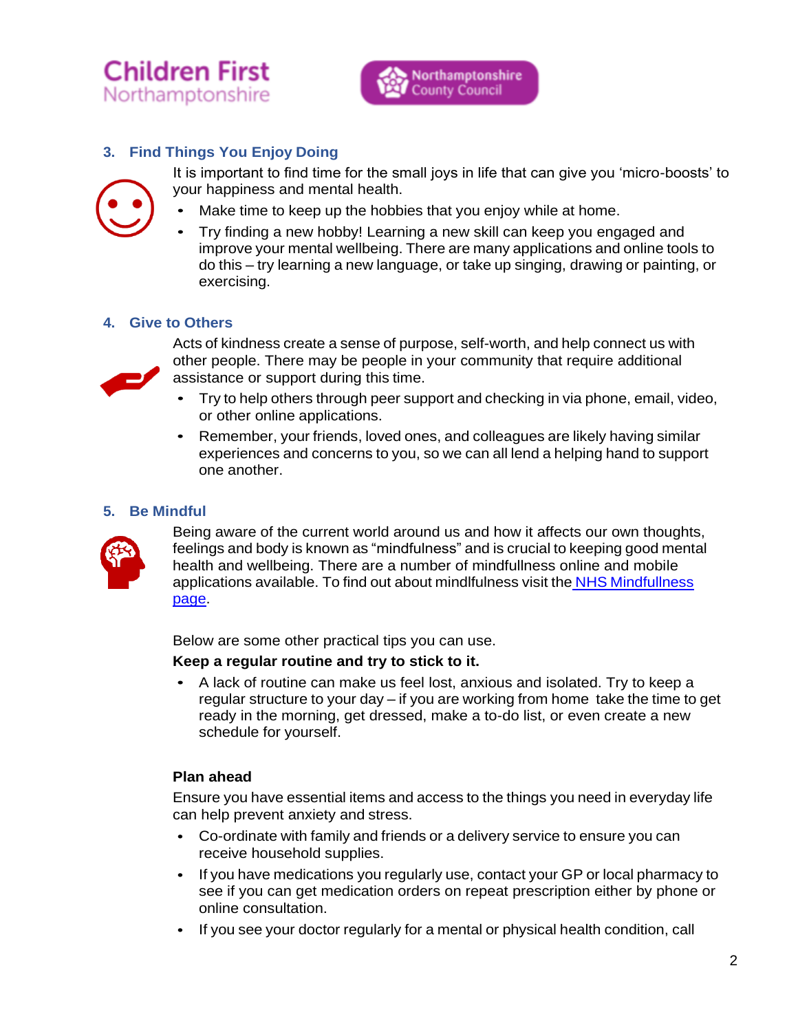### 3. Find Things You Enjoy Doing

It is important to find time for the small joys in life that can give you 'micro-boosts' to your happiness and mental health.

- Make time to keep up the hobbies that you enjoy while at home.
- Try finding a new hobby! Learning a new skill can keep you engaged and improve your mental wellbeing. There are many applications and online tools to do this – try learning a new language, or take up singing, drawing or painting, or exercising.

### 4. Give to Others

Acts of kindness create a sense of purpose, self-worth, and help connect us with other people. There may be people in your community that require additional assistance or support during this time.

- Try to help others through peer support and checking in via phone, email, video, or other online applications.
- Remember, your friends, loved ones, and colleagues are likely having similar experiences and concerns to you, so we can all lend a helping hand to support one another.

### 5. Be Mindful

Being aware of the current world around us and how it affects our own thoughts, feelings and body is known as "mindfulness" and is crucial to keeping good mental health and wellbeing. There are a number of mindfullness online and mobile applications available. To find out about mindlfulness visit the NHS Mindfullness page.

Below are some other practical tips you can use.

**Keep a regular routine and try to stick to it.**

- A lack of routine can make us feel lost, anxious and isolated. Try to keep a regular structure to your day – if you are working from home take the time to get ready in the morning, get dressed, make a to-do list, or even create a new schedule for yourself.

**Plan ahead**

Ensure you have essential items and access to the things you need in everyday life can help prevent anxiety and stress.

- Co-ordinate with family and friends or a delivery service to ensure you can receive household supplies.
- If you have medications you regularly use, contact your GP or local pharmacy to see if you can get medication orders on repeat prescription either by phone or online consultation.
- If you see your doctor regularly for a mental or physical health condition, call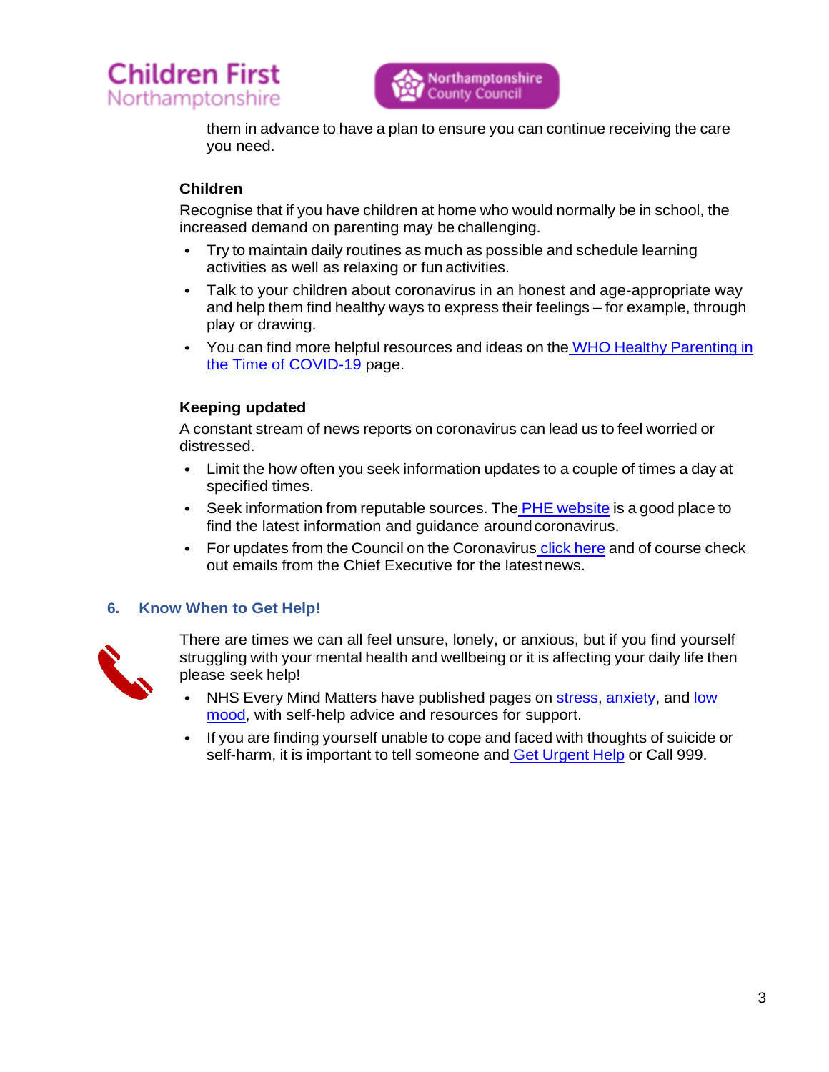them in advance to have a plan to ensure you can continue receiving the care you need.

**Children**

Recognise that if you have children at home who would normally be in school, the increased demand on parenting may be challenging.

- Try to maintain daily routines as much as possible and schedule learning activities as well as relaxing or fun activities.
- Talk to your children about coronavirus in an honest and age-appropriate way and help them find healthy ways to express their feelings – for example, through play or drawing.
- You can find more helpful resources and ideas on the WHO Healthy Parenting in the Time of COVID-19 page.

**Keeping updated**

A constant stream of news reports on coronavirus can lead us to feel worried or distressed.

- Limit the how often you seek information updates to a couple of times a day at specified times.
- Seek information from reputable sources. The PHE website is a good place to find the latest information and guidance around coronavirus.
- For updates from the Council on the Coronavirus click here and of course check out emails from the Chief Executive for the latest news.

## 6. Know When to Get Help!

There are times we can all feel unsure, lonely, or anxious, but if you find yourself struggling with your mental health and wellbeing or it is affecting your daily life then please seek help!

- NHS Every Mind Matters have published pages on stress, anxiety, and low mood, with self-help advice and resources for support.
- If you are finding yourself unable to cope and faced with thoughts of suicide or self-harm, it is important to tell someone and Get Urgent Help or Call 999.